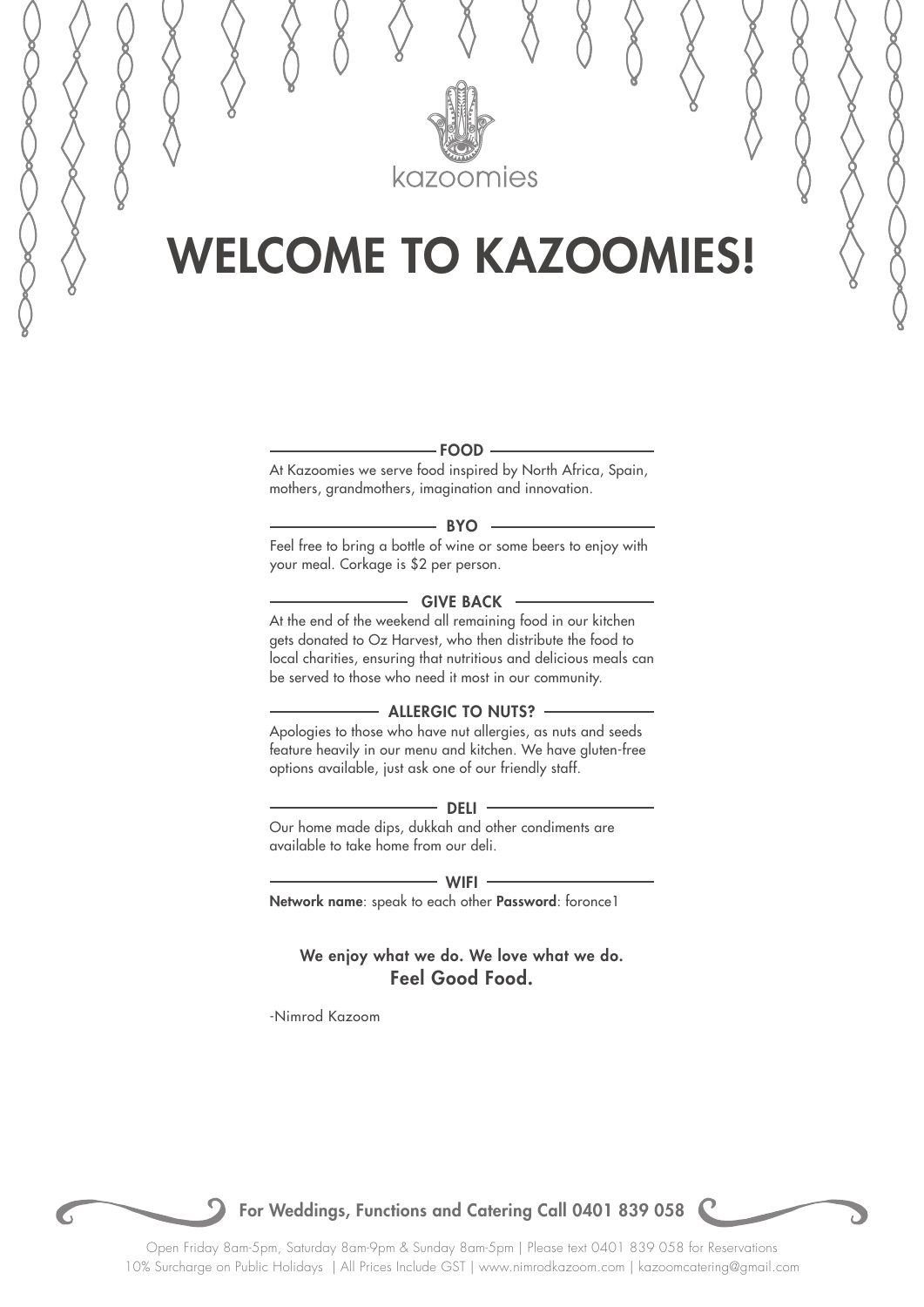kazoomies

# WELCOME TO KAZOOMIES!

## FOOD

At Kazoomies we serve food inspired by North Africa, Spain, mothers, grandmothers, imagination and innovation.

## BYO

Feel free to bring a bottle of wine or some beers to enjoy with your meal. Corkage is $2 per person.

## GIVE BACK

At the end of the weekend all remaining food in our kitchen gets donated to Oz Harvest, who then distribute the food to local charities, ensuring that nutritious and delicious meals can be served to those who need it most in our community.

## ALLERGIC TO NUTS?

Apologies to those who have nut allergies, as nuts and seeds feature heavily in our menu and kitchen. We have gluten-free options available, just ask one of our friendly staff.

## DELI

Our home made dips, dukkah and other condiments are available to take home from our deli.

## WIFI

**Network name**: speak to each other **Password**: foronce1

**We enjoy what we do. We love what we do.**
**Feel Good Food.**

-Nimrod Kazoom

**For Weddings, Functions and Catering Call 0401 839 058**

Open Friday 8am-5pm, Saturday 8am-9pm & Sunday 8am-5pm | Please text 0401 839 058 for Reservations
10% Surcharge on Public Holidays | All Prices Include GST | www.nimrodkazoom.com | kazoomcatering@gmail.com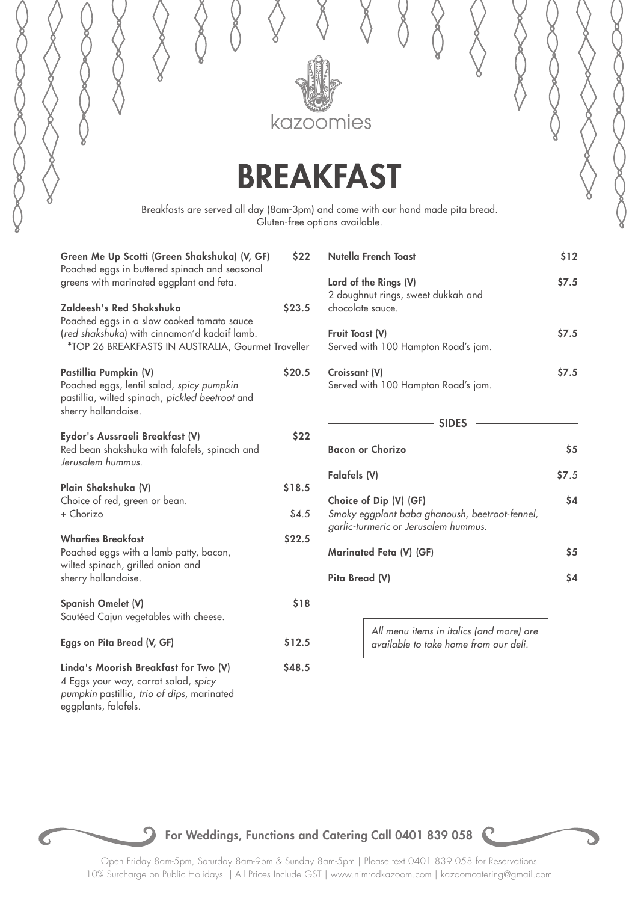kazoomies

# BREAKFAST

Breakfasts are served all day (8am-3pm) and come with our hand made pita bread.
Gluten-free options available.

**Green Me Up Scotti (Green Shakshuka) (V, GF)** — **$22**
Poached eggs in buttered spinach and seasonal greens with marinated eggplant and feta.

**Zaldeesh's Red Shakshuka** — **$23.5**
Poached eggs in a slow cooked tomato sauce (*red shakshuka*) with cinnamon'd kadaif lamb.
*TOP 26 BREAKFASTS IN AUSTRALIA, Gourmet Traveller

**Pastillia Pumpkin (V)** — **$20.5**
Poached eggs, lentil salad, *spicy pumpkin pastillia*, wilted spinach, *pickled beetroot* and sherry hollandaise.

**Eydor's Aussraeli Breakfast (V)** — **$22**
Red bean shakshuka with falafels, spinach and *Jerusalem hummus*.

**Plain Shakshuka (V)** — **$18.5**
Choice of red, green or bean.
+ Chorizo — $4.5

**Wharfies Breakfast** — **$22.5**
Poached eggs with a lamb patty, bacon, wilted spinach, grilled onion and sherry hollandaise.

**Spanish Omelet (V)** — **$18**
Sautéed Cajun vegetables with cheese.

**Eggs on Pita Bread (V, GF)** — **$12.5**

**Linda's Moorish Breakfast for Two (V)** — **$48.5**
4 Eggs your way, carrot salad, *spicy pumpkin* pastillia, *trio of dips*, marinated eggplants, falafels.

**Nutella French Toast** — **$12**

**Lord of the Rings (V)** — **$7.5**
2 doughnut rings, sweet dukkah and chocolate sauce.

**Fruit Toast (V)** — **$7.5**
Served with 100 Hampton Road's jam.

**Croissant (V)** — **$7.5**
Served with 100 Hampton Road's jam.

## SIDES

**Bacon or Chorizo** — **$5**

**Falafels (V)** — **$7.5**

**Choice of Dip (V) (GF)** — **$4**
*Smoky eggplant baba ghanoush, beetroot-fennel, garlic-turmeric* or *Jerusalem hummus*.

**Marinated Feta (V) (GF)** — **$5**

**Pita Bread (V)** — **$4**

*All menu items in italics (and more) are available to take home from our deli.*

**For Weddings, Functions and Catering Call 0401 839 058**

Open Friday 8am-5pm, Saturday 8am-9pm & Sunday 8am-5pm | Please text 0401 839 058 for Reservations
10% Surcharge on Public Holidays | All Prices Include GST | www.nimrodkazoom.com | kazoomcatering@gmail.com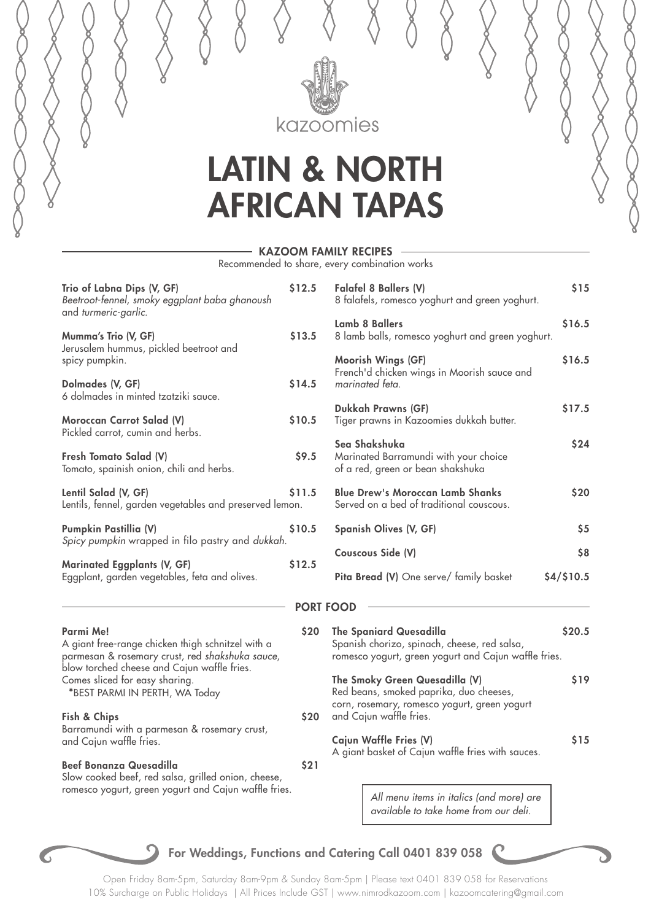kazoomies

# LATIN & NORTH AFRICAN TAPAS

## KAZOOM FAMILY RECIPES

Recommended to share, every combination works

**Trio of Labna Dips (V, GF)** $12.5
*Beetroot-fennel, smoky eggplant baba ghanoush* and *turmeric-garlic.*

**Mumma's Trio (V, GF)** $13.5
Jerusalem hummus, pickled beetroot and spicy pumpkin.

**Dolmades (V, GF)** $14.5
6 dolmades in minted tzatziki sauce.

**Moroccan Carrot Salad (V)** $10.5
Pickled carrot, cumin and herbs.

**Fresh Tomato Salad (V)** $9.5
Tomato, spainish onion, chili and herbs.

**Lentil Salad (V, GF)** $11.5
Lentils, fennel, garden vegetables and preserved lemon.

**Pumpkin Pastillia (V)** $10.5
*Spicy pumpkin* wrapped in filo pastry and *dukkah.*

**Marinated Eggplants (V, GF)** $12.5
Eggplant, garden vegetables, feta and olives.

**Falafel 8 Ballers (V)** $15
8 falafels, romesco yoghurt and green yoghurt.

**Lamb 8 Ballers** $16.5
8 lamb balls, romesco yoghurt and green yoghurt.

**Moorish Wings (GF)** $16.5
French'd chicken wings in Moorish sauce and *marinated feta.*

**Dukkah Prawns (GF)** $17.5
Tiger prawns in Kazoomies dukkah butter.

**Sea Shakshuka** $24
Marinated Barramundi with your choice of a red, green or bean shakshuka

**Blue Drew's Moroccan Lamb Shanks** $20
Served on a bed of traditional couscous.

**Spanish Olives (V, GF)** $5

**Couscous Side (V)** $8

**Pita Bread (V)** One serve/ family basket $4/$10.5

## PORT FOOD

**Parmi Me!** $20
A giant free-range chicken thigh schnitzel with a parmesan & rosemary crust, red *shakshuka sauce,* blow torched cheese and Cajun waffle fries.
Comes sliced for easy sharing.
*BEST PARMI IN PERTH, WA Today

**Fish & Chips** $20
Barramundi with a parmesan & rosemary crust, and Cajun waffle fries.

**Beef Bonanza Quesadilla** $21
Slow cooked beef, red salsa, grilled onion, cheese, romesco yogurt, green yogurt and Cajun waffle fries.

**The Spaniard Quesadilla** $20.5
Spanish chorizo, spinach, cheese, red salsa, romesco yogurt, green yogurt and Cajun waffle fries.

**The Smoky Green Quesadilla (V)** $19
Red beans, smoked paprika, duo cheeses, corn, rosemary, romesco yogurt, green yogurt and Cajun waffle fries.

**Cajun Waffle Fries (V)** $15
A giant basket of Cajun waffle fries with sauces.

*All menu items in italics (and more) are available to take home from our deli.*

For Weddings, Functions and Catering Call 0401 839 058

Open Friday 8am-5pm, Saturday 8am-9pm & Sunday 8am-5pm | Please text 0401 839 058 for Reservations
10% Surcharge on Public Holidays | All Prices Include GST | www.nimrodkazoom.com | kazoomcatering@gmail.com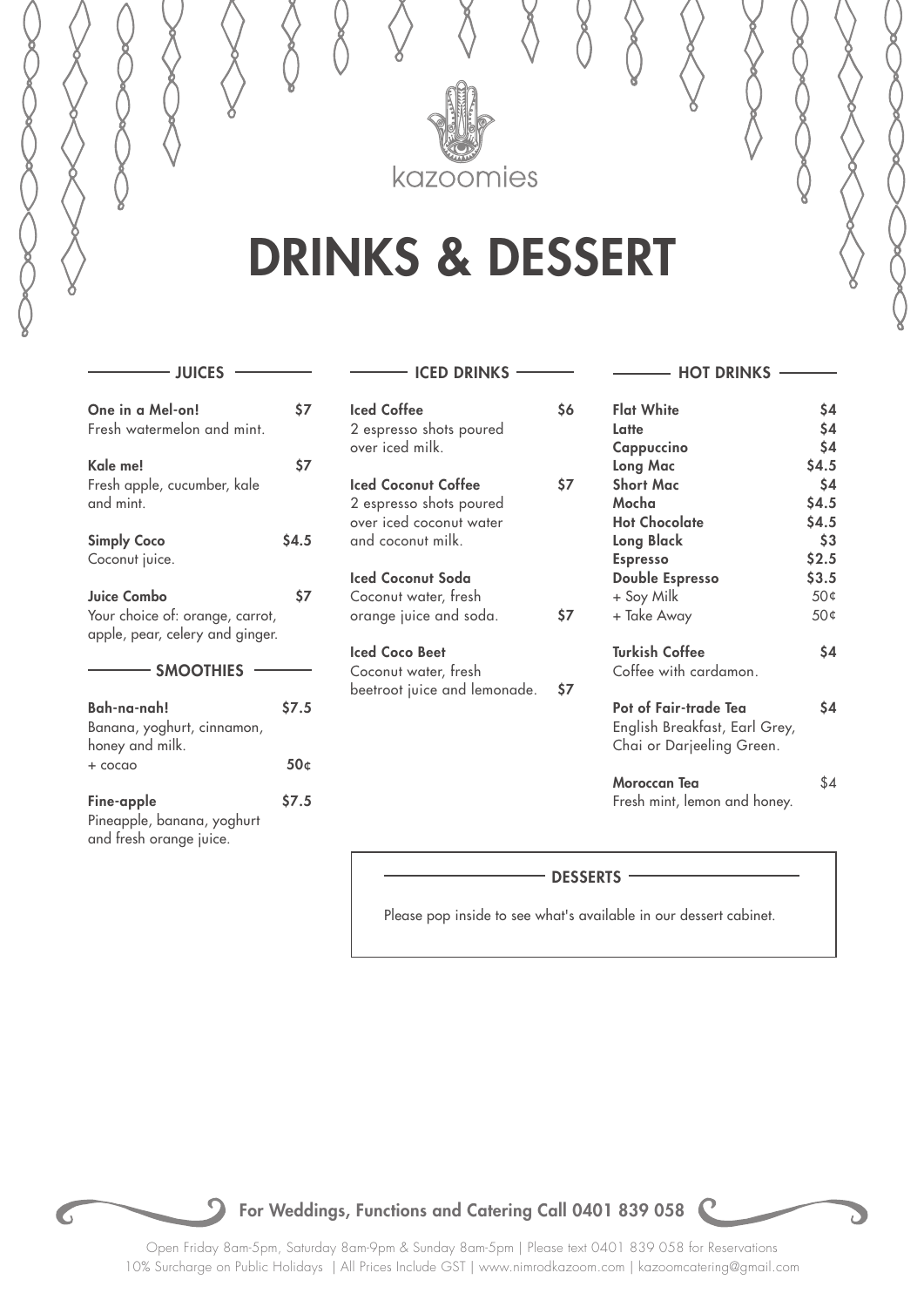kazoomies

# DRINKS & DESSERT

## JUICES

**One in a Mel-on!** **$7**
Fresh watermelon and mint.

**Kale me!** **$7**
Fresh apple, cucumber, kale and mint.

**Simply Coco** **$4.5**
Coconut juice.

**Juice Combo** **$7**
Your choice of: orange, carrot, apple, pear, celery and ginger.

## SMOOTHIES

**Bah-na-nah!** **$7.5**
Banana, yoghurt, cinnamon, honey and milk.
+ cocao **50¢**

**Fine-apple** **$7.5**
Pineapple, banana, yoghurt and fresh orange juice.

## ICED DRINKS

**Iced Coffee** **$6**
2 espresso shots poured over iced milk.

**Iced Coconut Coffee** **$7**
2 espresso shots poured over iced coconut water and coconut milk.

**Iced Coconut Soda**
Coconut water, fresh orange juice and soda. **$7**

**Iced Coco Beet**
Coconut water, fresh beetroot juice and lemonade. **$7**

## HOT DRINKS

| | |
|---|---|
| **Flat White** | **$4** |
| **Latte** | **$4** |
| **Cappuccino** | **$4** |
| **Long Mac** | **$4.5** |
| **Short Mac** | **$4** |
| **Mocha** | **$4.5** |
| **Hot Chocolate** | **$4.5** |
| **Long Black** | **$3** |
| **Espresso** | **$2.5** |
| **Double Espresso** | **$3.5** |
| + Soy Milk | 50¢ |
| + Take Away | 50¢ |

**Turkish Coffee** **$4**
Coffee with cardamon.

**Pot of Fair-trade Tea** **$4**
English Breakfast, Earl Grey, Chai or Darjeeling Green.

**Moroccan Tea** $4
Fresh mint, lemon and honey.

## DESSERTS

Please pop inside to see what's available in our dessert cabinet.

**For Weddings, Functions and Catering Call 0401 839 058**

Open Friday 8am-5pm, Saturday 8am-9pm & Sunday 8am-5pm | Please text 0401 839 058 for Reservations
10% Surcharge on Public Holidays | All Prices Include GST | www.nimrodkazoom.com | kazoomcatering@gmail.com